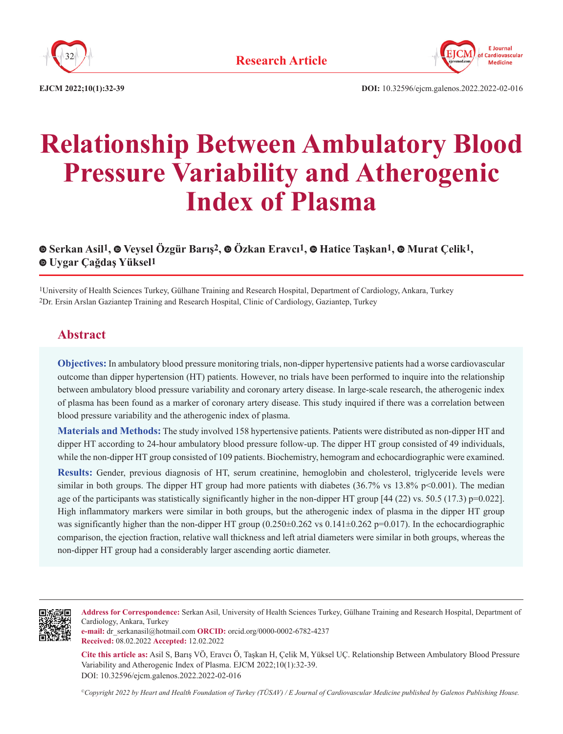Research Article

# Relationship Between Ambulatory Blood Pressure Variability and Atherogenic Index of Plasma

Serkan Asil[1], Veysel Özgür Barış[2], Özkan Eravcı[1], Hatice Taşkan[1], Murat Çelik[1], Uygar Çağdaş Yüksel[1]

[1]University of Health Sciences Turkey, Gülhane Training and Research Hospital, Department of Cardiology, Ankara, Turkey
[2]Dr. Ersin Arslan Gaziantep Training and Research Hospital, Clinic of Cardiology, Gaziantep, Turkey

## Abstract

**Objectives:** In ambulatory blood pressure monitoring trials, non-dipper hypertensive patients had a worse cardiovascular outcome than dipper hypertension (HT) patients. However, no trials have been performed to inquire into the relationship between ambulatory blood pressure variability and coronary artery disease. In large-scale research, the atherogenic index of plasma has been found as a marker of coronary artery disease. This study inquired if there was a correlation between blood pressure variability and the atherogenic index of plasma.

**Materials and Methods:** The study involved 158 hypertensive patients. Patients were distributed as non-dipper HT and dipper HT according to 24-hour ambulatory blood pressure follow-up. The dipper HT group consisted of 49 individuals, while the non-dipper HT group consisted of 109 patients. Biochemistry, hemogram and echocardiographic were examined.

**Results:** Gender, previous diagnosis of HT, serum creatinine, hemoglobin and cholesterol, triglyceride levels were similar in both groups. The dipper HT group had more patients with diabetes (36.7% vs 13.8% p<0.001). The median age of the participants was statistically significantly higher in the non-dipper HT group [44 (22) vs. 50.5 (17.3) p=0.022]. High inflammatory markers were similar in both groups, but the atherogenic index of plasma in the dipper HT group was significantly higher than the non-dipper HT group (0.250±0.262 vs 0.141±0.262 p=0.017). In the echocardiographic comparison, the ejection fraction, relative wall thickness and left atrial diameters were similar in both groups, whereas the non-dipper HT group had a considerably larger ascending aortic diameter.

**Address for Correspondence:** Serkan Asil, University of Health Sciences Turkey, Gülhane Training and Research Hospital, Department of Cardiology, Ankara, Turkey
**e-mail:** dr_serkanasil@hotmail.com **ORCID:** orcid.org/0000-0002-6782-4237
**Received:** 08.02.2022 **Accepted:** 12.02.2022

**Cite this article as:** Asil S, Barış VÖ, Eravcı Ö, Taşkan H, Çelik M, Yüksel UÇ. Relationship Between Ambulatory Blood Pressure Variability and Atherogenic Index of Plasma. EJCM 2022;10(1):32-39.
DOI: 10.32596/ejcm.galenos.2022.2022-02-016

*©Copyright 2022 by Heart and Health Foundation of Turkey (TÜSAV) / E Journal of Cardiovascular Medicine published by Galenos Publishing House.*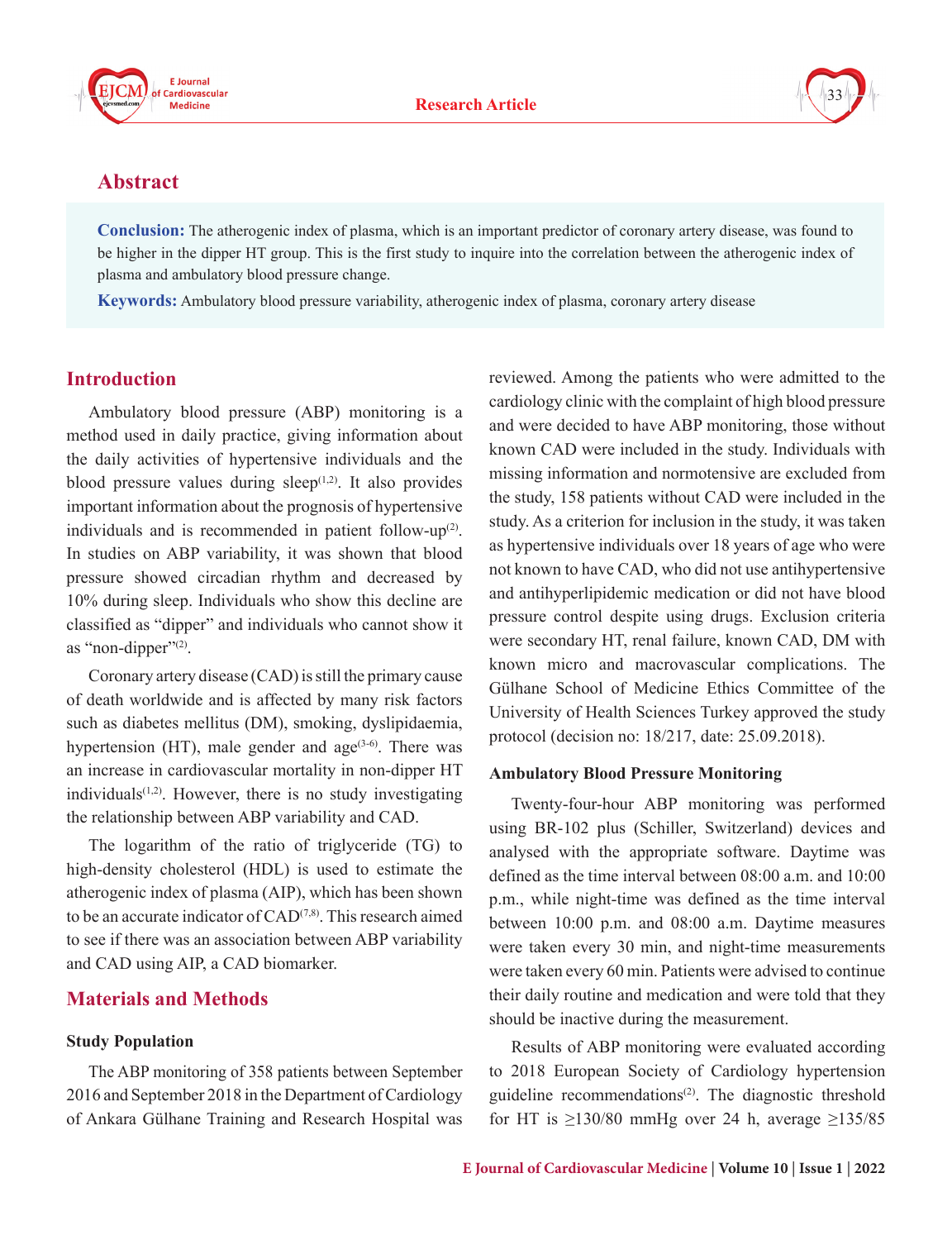## Abstract

**Conclusion:** The atherogenic index of plasma, which is an important predictor of coronary artery disease, was found to be higher in the dipper HT group. This is the first study to inquire into the correlation between the atherogenic index of plasma and ambulatory blood pressure change.

**Keywords:** Ambulatory blood pressure variability, atherogenic index of plasma, coronary artery disease

## Introduction

Ambulatory blood pressure (ABP) monitoring is a method used in daily practice, giving information about the daily activities of hypertensive individuals and the blood pressure values during sleep[1,2]. It also provides important information about the prognosis of hypertensive individuals and is recommended in patient follow-up[2]. In studies on ABP variability, it was shown that blood pressure showed circadian rhythm and decreased by 10% during sleep. Individuals who show this decline are classified as "dipper" and individuals who cannot show it as "non-dipper"[2].

Coronary artery disease (CAD) is still the primary cause of death worldwide and is affected by many risk factors such as diabetes mellitus (DM), smoking, dyslipidaemia, hypertension (HT), male gender and age[3-6]. There was an increase in cardiovascular mortality in non-dipper HT individuals[1,2]. However, there is no study investigating the relationship between ABP variability and CAD.

The logarithm of the ratio of triglyceride (TG) to high-density cholesterol (HDL) is used to estimate the atherogenic index of plasma (AIP), which has been shown to be an accurate indicator of CAD[7,8]. This research aimed to see if there was an association between ABP variability and CAD using AIP, a CAD biomarker.

## Materials and Methods

### Study Population

The ABP monitoring of 358 patients between September 2016 and September 2018 in the Department of Cardiology of Ankara Gülhane Training and Research Hospital was reviewed. Among the patients who were admitted to the cardiology clinic with the complaint of high blood pressure and were decided to have ABP monitoring, those without known CAD were included in the study. Individuals with missing information and normotensive are excluded from the study, 158 patients without CAD were included in the study. As a criterion for inclusion in the study, it was taken as hypertensive individuals over 18 years of age who were not known to have CAD, who did not use antihypertensive and antihyperlipidemic medication or did not have blood pressure control despite using drugs. Exclusion criteria were secondary HT, renal failure, known CAD, DM with known micro and macrovascular complications. The Gülhane School of Medicine Ethics Committee of the University of Health Sciences Turkey approved the study protocol (decision no: 18/217, date: 25.09.2018).

### Ambulatory Blood Pressure Monitoring

Twenty-four-hour ABP monitoring was performed using BR-102 plus (Schiller, Switzerland) devices and analysed with the appropriate software. Daytime was defined as the time interval between 08:00 a.m. and 10:00 p.m., while night-time was defined as the time interval between 10:00 p.m. and 08:00 a.m. Daytime measures were taken every 30 min, and night-time measurements were taken every 60 min. Patients were advised to continue their daily routine and medication and were told that they should be inactive during the measurement.

Results of ABP monitoring were evaluated according to 2018 European Society of Cardiology hypertension guideline recommendations[2]. The diagnostic threshold for HT is ≥130/80 mmHg over 24 h, average ≥135/85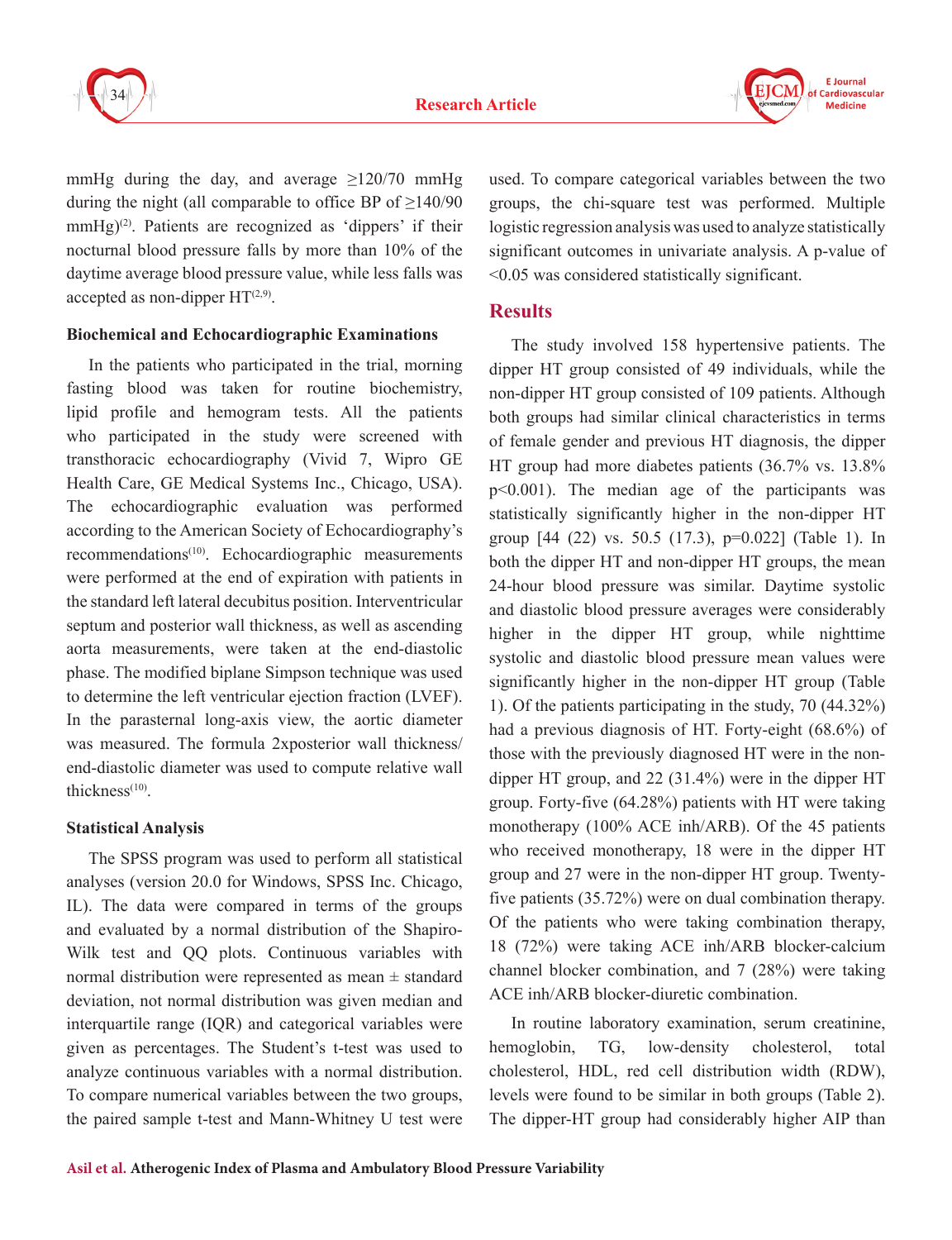mmHg during the day, and average ≥120/70 mmHg during the night (all comparable to office BP of ≥140/90 mmHg)[2]. Patients are recognized as 'dippers' if their nocturnal blood pressure falls by more than 10% of the daytime average blood pressure value, while less falls was accepted as non-dipper HT[2,9].

### Biochemical and Echocardiographic Examinations

In the patients who participated in the trial, morning fasting blood was taken for routine biochemistry, lipid profile and hemogram tests. All the patients who participated in the study were screened with transthoracic echocardiography (Vivid 7, Wipro GE Health Care, GE Medical Systems Inc., Chicago, USA). The echocardiographic evaluation was performed according to the American Society of Echocardiography's recommendations[10]. Echocardiographic measurements were performed at the end of expiration with patients in the standard left lateral decubitus position. Interventricular septum and posterior wall thickness, as well as ascending aorta measurements, were taken at the end-diastolic phase. The modified biplane Simpson technique was used to determine the left ventricular ejection fraction (LVEF). In the parasternal long-axis view, the aortic diameter was measured. The formula 2xposterior wall thickness/end-diastolic diameter was used to compute relative wall thickness[10].

### Statistical Analysis

The SPSS program was used to perform all statistical analyses (version 20.0 for Windows, SPSS Inc. Chicago, IL). The data were compared in terms of the groups and evaluated by a normal distribution of the Shapiro-Wilk test and QQ plots. Continuous variables with normal distribution were represented as mean ± standard deviation, not normal distribution was given median and interquartile range (IQR) and categorical variables were given as percentages. The Student's t-test was used to analyze continuous variables with a normal distribution. To compare numerical variables between the two groups, the paired sample t-test and Mann-Whitney U test were used. To compare categorical variables between the two groups, the chi-square test was performed. Multiple logistic regression analysis was used to analyze statistically significant outcomes in univariate analysis. A p-value of $<0.05$ was considered statistically significant.

## Results

The study involved 158 hypertensive patients. The dipper HT group consisted of 49 individuals, while the non-dipper HT group consisted of 109 patients. Although both groups had similar clinical characteristics in terms of female gender and previous HT diagnosis, the dipper HT group had more diabetes patients (36.7% vs. 13.8% $p<0.001$). The median age of the participants was statistically significantly higher in the non-dipper HT group [44 (22) vs. 50.5 (17.3), $p=0.022$] (Table 1). In both the dipper HT and non-dipper HT groups, the mean 24-hour blood pressure was similar. Daytime systolic and diastolic blood pressure averages were considerably higher in the dipper HT group, while nighttime systolic and diastolic blood pressure mean values were significantly higher in the non-dipper HT group (Table 1). Of the patients participating in the study, 70 (44.32%) had a previous diagnosis of HT. Forty-eight (68.6%) of those with the previously diagnosed HT were in the non-dipper HT group, and 22 (31.4%) were in the dipper HT group. Forty-five (64.28%) patients with HT were taking monotherapy (100% ACE inh/ARB). Of the 45 patients who received monotherapy, 18 were in the dipper HT group and 27 were in the non-dipper HT group. Twenty-five patients (35.72%) were on dual combination therapy. Of the patients who were taking combination therapy, 18 (72%) were taking ACE inh/ARB blocker-calcium channel blocker combination, and 7 (28%) were taking ACE inh/ARB blocker-diuretic combination.

In routine laboratory examination, serum creatinine, hemoglobin, TG, low-density cholesterol, total cholesterol, HDL, red cell distribution width (RDW), levels were found to be similar in both groups (Table 2). The dipper-HT group had considerably higher AIP than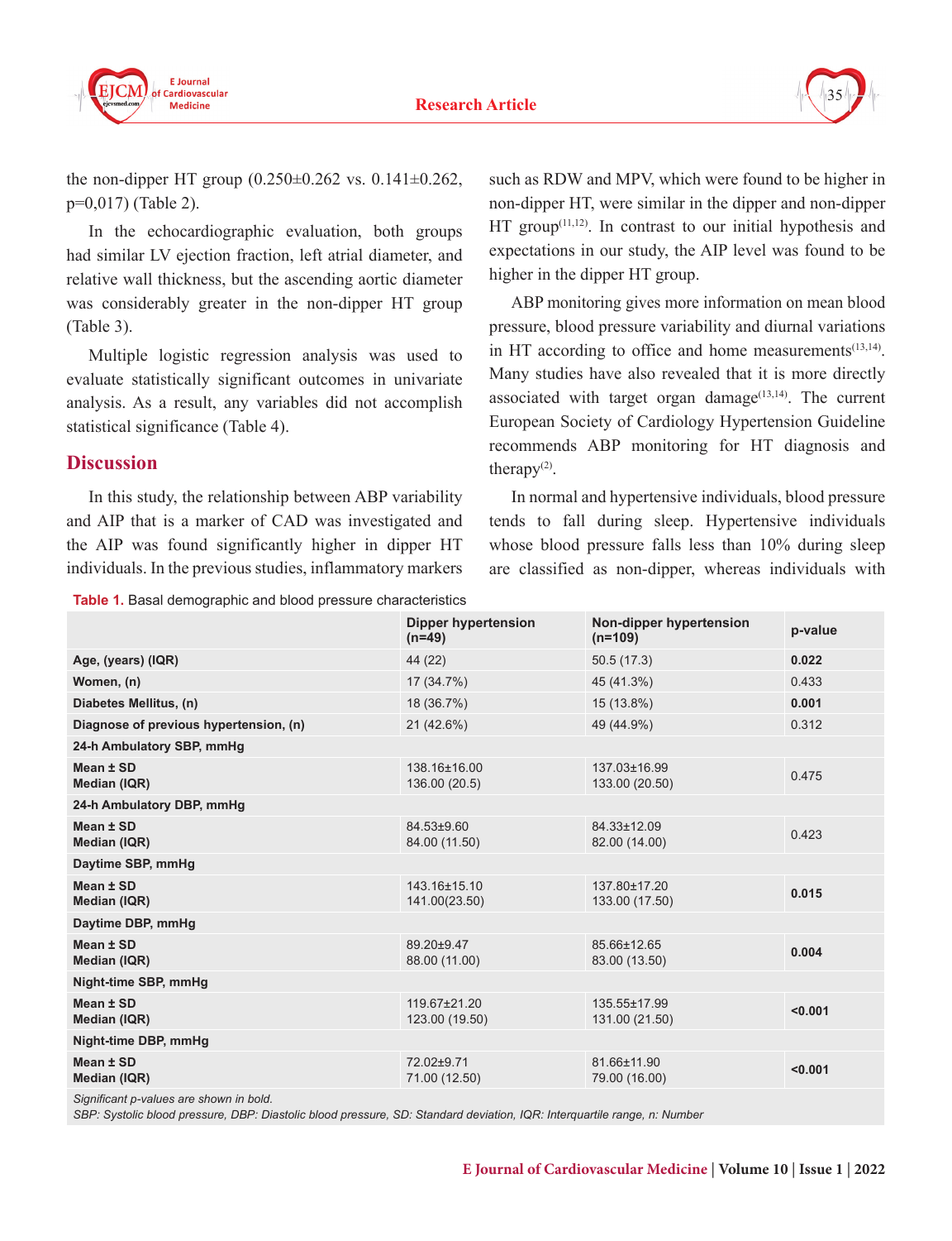the non-dipper HT group (0.250±0.262 vs. 0.141±0.262, p=0,017) (Table 2).

In the echocardiographic evaluation, both groups had similar LV ejection fraction, left atrial diameter, and relative wall thickness, but the ascending aortic diameter was considerably greater in the non-dipper HT group (Table 3).

Multiple logistic regression analysis was used to evaluate statistically significant outcomes in univariate analysis. As a result, any variables did not accomplish statistical significance (Table 4).

## Discussion

In this study, the relationship between ABP variability and AIP that is a marker of CAD was investigated and the AIP was found significantly higher in dipper HT individuals. In the previous studies, inflammatory markers such as RDW and MPV, which were found to be higher in non-dipper HT, were similar in the dipper and non-dipper HT group[11,12]. In contrast to our initial hypothesis and expectations in our study, the AIP level was found to be higher in the dipper HT group.

ABP monitoring gives more information on mean blood pressure, blood pressure variability and diurnal variations in HT according to office and home measurements[13,14]. Many studies have also revealed that it is more directly associated with target organ damage[13,14]. The current European Society of Cardiology Hypertension Guideline recommends ABP monitoring for HT diagnosis and therapy[2].

In normal and hypertensive individuals, blood pressure tends to fall during sleep. Hypertensive individuals whose blood pressure falls less than 10% during sleep are classified as non-dipper, whereas individuals with

**Table 1.** Basal demographic and blood pressure characteristics

| | Dipper hypertension (n=49) | Non-dipper hypertension (n=109) | p-value |
|---|---|---|---|
| **Age, (years) (IQR)** | 44 (22) | 50.5 (17.3) | **0.022** |
| **Women, (n)** | 17 (34.7%) | 45 (41.3%) | 0.433 |
| **Diabetes Mellitus, (n)** | 18 (36.7%) | 15 (13.8%) | **0.001** |
| **Diagnose of previous hypertension, (n)** | 21 (42.6%) | 49 (44.9%) | 0.312 |
| **24-h Ambulatory SBP, mmHg** | | | |
| **Mean ± SD**<br>**Median (IQR)** | 138.16±16.00<br>136.00 (20.5) | 137.03±16.99<br>133.00 (20.50) | 0.475 |
| **24-h Ambulatory DBP, mmHg** | | | |
| **Mean ± SD**<br>**Median (IQR)** | 84.53±9.60<br>84.00 (11.50) | 84.33±12.09<br>82.00 (14.00) | 0.423 |
| **Daytime SBP, mmHg** | | | |
| **Mean ± SD**<br>**Median (IQR)** | 143.16±15.10<br>141.00(23.50) | 137.80±17.20<br>133.00 (17.50) | **0.015** |
| **Daytime DBP, mmHg** | | | |
| **Mean ± SD**<br>**Median (IQR)** | 89.20±9.47<br>88.00 (11.00) | 85.66±12.65<br>83.00 (13.50) | **0.004** |
| **Night-time SBP, mmHg** | | | |
| **Mean ± SD**<br>**Median (IQR)** | 119.67±21.20<br>123.00 (19.50) | 135.55±17.99<br>131.00 (21.50) | **<0.001** |
| **Night-time DBP, mmHg** | | | |
| **Mean ± SD**<br>**Median (IQR)** | 72.02±9.71<br>71.00 (12.50) | 81.66±11.90<br>79.00 (16.00) | **<0.001** |

*Significant p-values are shown in bold.*
*SBP: Systolic blood pressure, DBP: Diastolic blood pressure, SD: Standard deviation, IQR: Interquartile range, n: Number*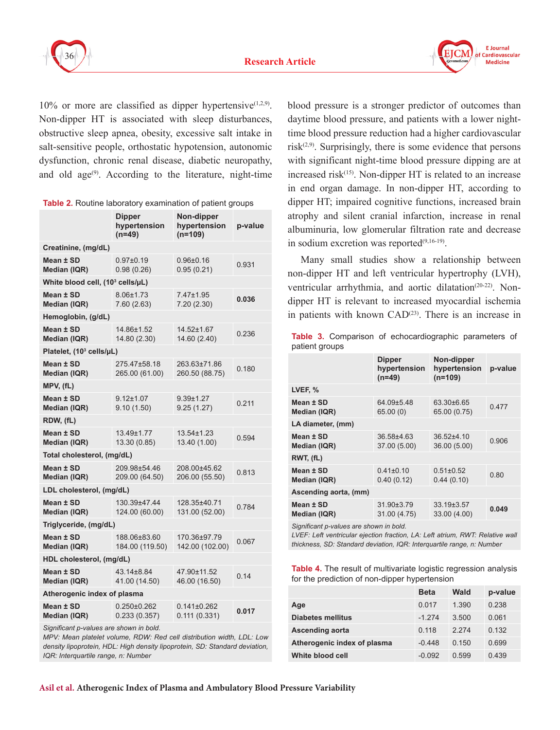10% or more are classified as dipper hypertensive[1,2,9]. Non-dipper HT is associated with sleep disturbances, obstructive sleep apnea, obesity, excessive salt intake in salt-sensitive people, orthostatic hypotension, autonomic dysfunction, chronic renal disease, diabetic neuropathy, and old age[9]. According to the literature, night-time blood pressure is a stronger predictor of outcomes than daytime blood pressure, and patients with a lower night-time blood pressure reduction had a higher cardiovascular risk[2,9]. Surprisingly, there is some evidence that persons with significant night-time blood pressure dipping are at increased risk[15]. Non-dipper HT is related to an increase in end organ damage. In non-dipper HT, according to dipper HT; impaired cognitive functions, increased brain atrophy and silent cranial infarction, increase in renal albuminuria, low glomerular filtration rate and decrease in sodium excretion was reported[9,16-19].

Many small studies show a relationship between non-dipper HT and left ventricular hypertrophy (LVH), ventricular arrhythmia, and aortic dilatation[20-22]. Non-dipper HT is relevant to increased myocardial ischemia in patients with known CAD[23]. There is an increase in

**Table 2.** Routine laboratory examination of patient groups

| | Dipper hypertension (n=49) | Non-dipper hypertension (n=109) | p-value |
|---|---|---|---|
| **Creatinine, (mg/dL)** | | | |
| **Mean ± SD**<br>**Median (IQR)** | 0.97±0.19<br>0.98 (0.26) | 0.96±0.16<br>0.95 (0.21) | 0.931 |
| **White blood cell, ($10^3$ cells/μL)** | | | |
| **Mean ± SD**<br>**Median (IQR)** | 8.06±1.73<br>7.60 (2.63) | 7.47±1.95<br>7.20 (2.30) | **0.036** |
| **Hemoglobin, (g/dL)** | | | |
| **Mean ± SD**<br>**Median (IQR)** | 14.86±1.52<br>14.80 (2.30) | 14.52±1.67<br>14.60 (2.40) | 0.236 |
| **Platelet, ($10^3$ cells/μL)** | | | |
| **Mean ± SD**<br>**Median (IQR)** | 275.47±58.18<br>265.00 (61.00) | 263.63±71.86<br>260.50 (88.75) | 0.180 |
| **MPV, (fL)** | | | |
| **Mean ± SD**<br>**Median (IQR)** | 9.12±1.07<br>9.10 (1.50) | 9.39±1.27<br>9.25 (1.27) | 0.211 |
| **RDW, (fL)** | | | |
| **Mean ± SD**<br>**Median (IQR)** | 13.49±1.77<br>13.30 (0.85) | 13.54±1.23<br>13.40 (1.00) | 0.594 |
| **Total cholesterol, (mg/dL)** | | | |
| **Mean ± SD**<br>**Median (IQR)** | 209.98±54.46<br>209.00 (64.50) | 208.00±45.62<br>206.00 (55.50) | 0.813 |
| **LDL cholesterol, (mg/dL)** | | | |
| **Mean ± SD**<br>**Median (IQR)** | 130.39±47.44<br>124.00 (60.00) | 128.35±40.71<br>131.00 (52.00) | 0.784 |
| **Triglyceride, (mg/dL)** | | | |
| **Mean ± SD**<br>**Median (IQR)** | 188.06±83.60<br>184.00 (119.50) | 170.36±97.79<br>142.00 (102.00) | 0.067 |
| **HDL cholesterol, (mg/dL)** | | | |
| **Mean ± SD**<br>**Median (IQR)** | 43.14±8.84<br>41.00 (14.50) | 47.90±11.52<br>46.00 (16.50) | 0.14 |
| **Atherogenic index of plasma** | | | |
| **Mean ± SD**<br>**Median (IQR)** | 0.250±0.262<br>0.233 (0.357) | 0.141±0.262<br>0.111 (0.331) | **0.017** |

*Significant p-values are shown in bold.*
*MPV: Mean platelet volume, RDW: Red cell distribution width, LDL: Low density lipoprotein, HDL: High density lipoprotein, SD: Standard deviation, IQR: Interquartile range, n: Number*

**Table 3.** Comparison of echocardiographic parameters of patient groups

| | Dipper hypertension (n=49) | Non-dipper hypertension (n=109) | p-value |
|---|---|---|---|
| **LVEF, %** | | | |
| **Mean ± SD**<br>**Median (IQR)** | 64.09±5.48<br>65.00 (0) | 63.30±6.65<br>65.00 (0.75) | 0.477 |
| **LA diameter, (mm)** | | | |
| **Mean ± SD**<br>**Median (IQR)** | 36.58±4.63<br>37.00 (5.00) | 36.52±4.10<br>36.00 (5.00) | 0.906 |
| **RWT, (fL)** | | | |
| **Mean ± SD**<br>**Median (IQR)** | 0.41±0.10<br>0.40 (0.12) | 0.51±0.52<br>0.44 (0.10) | 0.80 |
| **Ascending aorta, (mm)** | | | |
| **Mean ± SD**<br>**Median (IQR)** | 31.90±3.79<br>31.00 (4.75) | 33.19±3.57<br>33.00 (4.00) | **0.049** |

*Significant p-values are shown in bold.*
*LVEF: Left ventricular ejection fraction, LA: Left atrium, RWT: Relative wall thickness, SD: Standard deviation, IQR: Interquartile range, n: Number*

**Table 4.** The result of multivariate logistic regression analysis for the prediction of non-dipper hypertension

| | Beta | Wald | p-value |
|---|---|---|---|
| **Age** | 0.017 | 1.390 | 0.238 |
| **Diabetes mellitus** | -1.274 | 3.500 | 0.061 |
| **Ascending aorta** | 0.118 | 2.274 | 0.132 |
| **Atherogenic index of plasma** | -0.448 | 0.150 | 0.699 |
| **White blood cell** | -0.092 | 0.599 | 0.439 |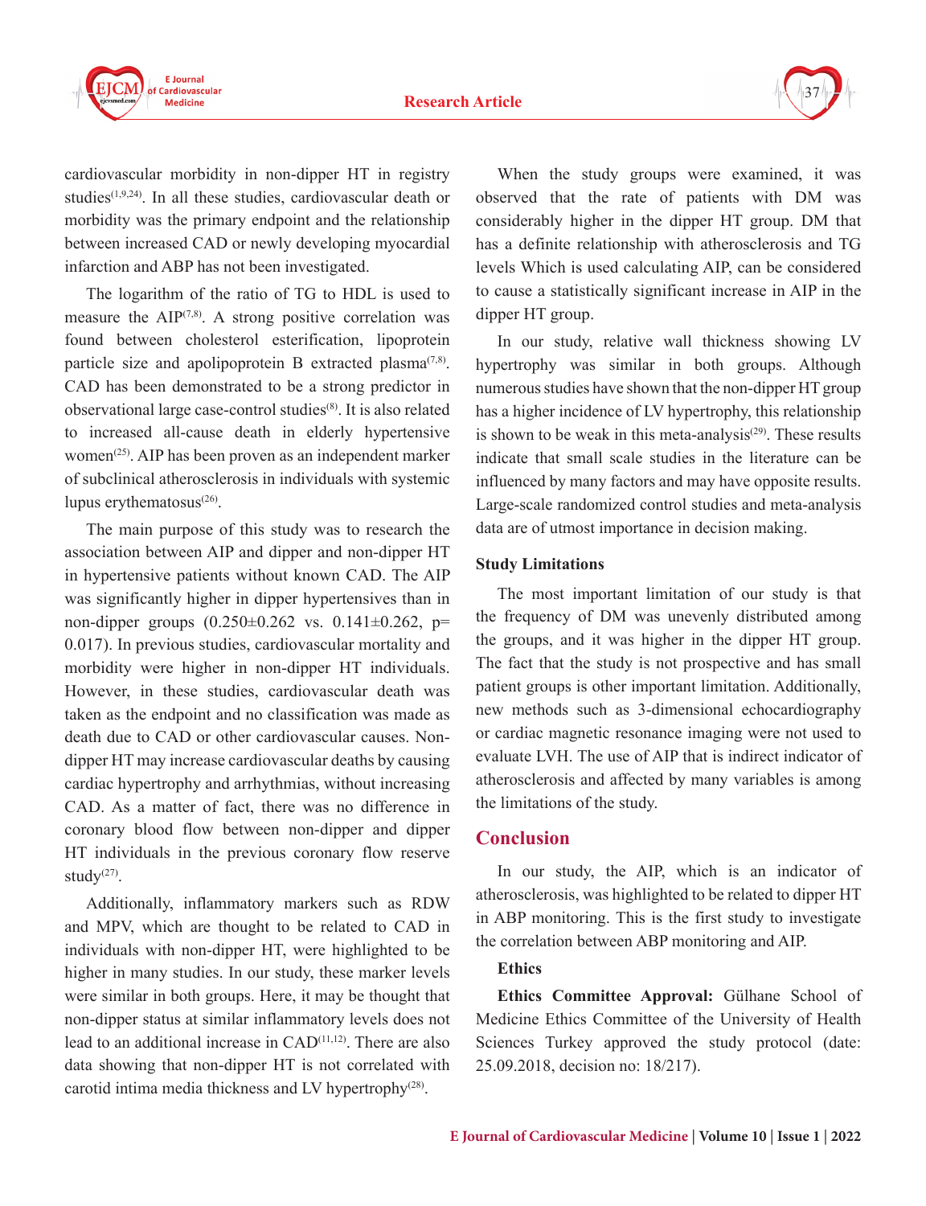cardiovascular morbidity in non-dipper HT in registry studies[1,9,24]. In all these studies, cardiovascular death or morbidity was the primary endpoint and the relationship between increased CAD or newly developing myocardial infarction and ABP has not been investigated.

The logarithm of the ratio of TG to HDL is used to measure the AIP[7,8]. A strong positive correlation was found between cholesterol esterification, lipoprotein particle size and apolipoprotein B extracted plasma[7,8]. CAD has been demonstrated to be a strong predictor in observational large case-control studies[8]. It is also related to increased all-cause death in elderly hypertensive women[25]. AIP has been proven as an independent marker of subclinical atherosclerosis in individuals with systemic lupus erythematosus[26].

The main purpose of this study was to research the association between AIP and dipper and non-dipper HT in hypertensive patients without known CAD. The AIP was significantly higher in dipper hypertensives than in non-dipper groups (0.250±0.262 vs. 0.141±0.262, p= 0.017). In previous studies, cardiovascular mortality and morbidity were higher in non-dipper HT individuals. However, in these studies, cardiovascular death was taken as the endpoint and no classification was made as death due to CAD or other cardiovascular causes. Non-dipper HT may increase cardiovascular deaths by causing cardiac hypertrophy and arrhythmias, without increasing CAD. As a matter of fact, there was no difference in coronary blood flow between non-dipper and dipper HT individuals in the previous coronary flow reserve study[27].

Additionally, inflammatory markers such as RDW and MPV, which are thought to be related to CAD in individuals with non-dipper HT, were highlighted to be higher in many studies. In our study, these marker levels were similar in both groups. Here, it may be thought that non-dipper status at similar inflammatory levels does not lead to an additional increase in CAD[11,12]. There are also data showing that non-dipper HT is not correlated with carotid intima media thickness and LV hypertrophy[28].

When the study groups were examined, it was observed that the rate of patients with DM was considerably higher in the dipper HT group. DM that has a definite relationship with atherosclerosis and TG levels Which is used calculating AIP, can be considered to cause a statistically significant increase in AIP in the dipper HT group.

In our study, relative wall thickness showing LV hypertrophy was similar in both groups. Although numerous studies have shown that the non-dipper HT group has a higher incidence of LV hypertrophy, this relationship is shown to be weak in this meta-analysis[29]. These results indicate that small scale studies in the literature can be influenced by many factors and may have opposite results. Large-scale randomized control studies and meta-analysis data are of utmost importance in decision making.

### Study Limitations

The most important limitation of our study is that the frequency of DM was unevenly distributed among the groups, and it was higher in the dipper HT group. The fact that the study is not prospective and has small patient groups is other important limitation. Additionally, new methods such as 3-dimensional echocardiography or cardiac magnetic resonance imaging were not used to evaluate LVH. The use of AIP that is indirect indicator of atherosclerosis and affected by many variables is among the limitations of the study.

## Conclusion

In our study, the AIP, which is an indicator of atherosclerosis, was highlighted to be related to dipper HT in ABP monitoring. This is the first study to investigate the correlation between ABP monitoring and AIP.

### Ethics

**Ethics Committee Approval:** Gülhane School of Medicine Ethics Committee of the University of Health Sciences Turkey approved the study protocol (date: 25.09.2018, decision no: 18/217).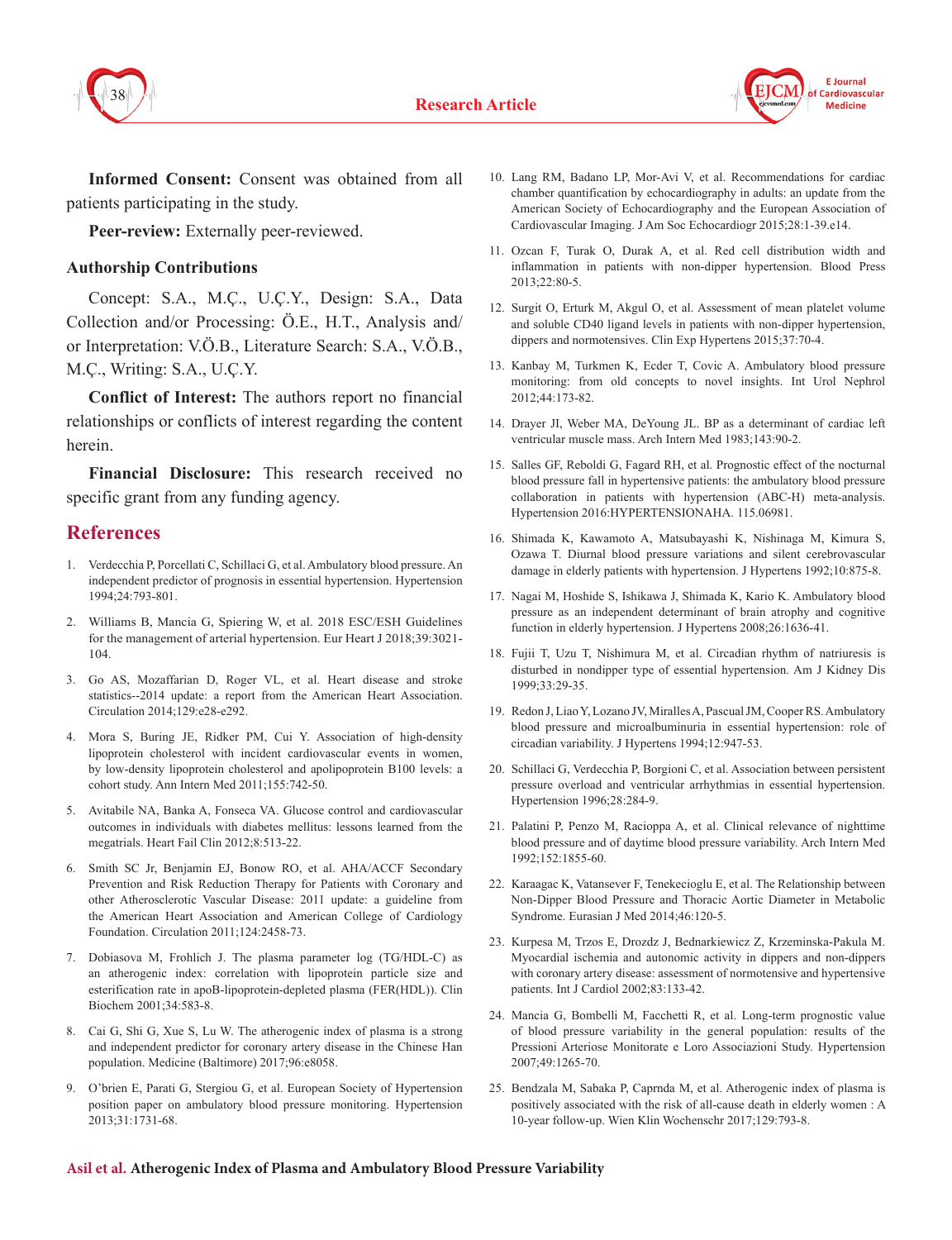**Informed Consent:** Consent was obtained from all patients participating in the study.

**Peer-review:** Externally peer-reviewed.

### Authorship Contributions

Concept: S.A., M.Ç., U.Ç.Y., Design: S.A., Data Collection and/or Processing: Ö.E., H.T., Analysis and/or Interpretation: V.Ö.B., Literature Search: S.A., V.Ö.B., M.Ç., Writing: S.A., U.Ç.Y.

**Conflict of Interest:** The authors report no financial relationships or conflicts of interest regarding the content herein.

**Financial Disclosure:** This research received no specific grant from any funding agency.

## References

1. Verdecchia P, Porcellati C, Schillaci G, et al. Ambulatory blood pressure. An independent predictor of prognosis in essential hypertension. Hypertension 1994;24:793-801.
2. Williams B, Mancia G, Spiering W, et al. 2018 ESC/ESH Guidelines for the management of arterial hypertension. Eur Heart J 2018;39:3021-104.
3. Go AS, Mozaffarian D, Roger VL, et al. Heart disease and stroke statistics--2014 update: a report from the American Heart Association. Circulation 2014;129:e28-e292.
4. Mora S, Buring JE, Ridker PM, Cui Y. Association of high-density lipoprotein cholesterol with incident cardiovascular events in women, by low-density lipoprotein cholesterol and apolipoprotein B100 levels: a cohort study. Ann Intern Med 2011;155:742-50.
5. Avitabile NA, Banka A, Fonseca VA. Glucose control and cardiovascular outcomes in individuals with diabetes mellitus: lessons learned from the megatrials. Heart Fail Clin 2012;8:513-22.
6. Smith SC Jr, Benjamin EJ, Bonow RO, et al. AHA/ACCF Secondary Prevention and Risk Reduction Therapy for Patients with Coronary and other Atherosclerotic Vascular Disease: 2011 update: a guideline from the American Heart Association and American College of Cardiology Foundation. Circulation 2011;124:2458-73.
7. Dobiasova M, Frohlich J. The plasma parameter log (TG/HDL-C) as an atherogenic index: correlation with lipoprotein particle size and esterification rate in apoB-lipoprotein-depleted plasma (FER(HDL)). Clin Biochem 2001;34:583-8.
8. Cai G, Shi G, Xue S, Lu W. The atherogenic index of plasma is a strong and independent predictor for coronary artery disease in the Chinese Han population. Medicine (Baltimore) 2017;96:e8058.
9. O'brien E, Parati G, Stergiou G, et al. European Society of Hypertension position paper on ambulatory blood pressure monitoring. Hypertension 2013;31:1731-68.
10. Lang RM, Badano LP, Mor-Avi V, et al. Recommendations for cardiac chamber quantification by echocardiography in adults: an update from the American Society of Echocardiography and the European Association of Cardiovascular Imaging. J Am Soc Echocardiogr 2015;28:1-39.e14.
11. Ozcan F, Turak O, Durak A, et al. Red cell distribution width and inflammation in patients with non-dipper hypertension. Blood Press 2013;22:80-5.
12. Surgit O, Erturk M, Akgul O, et al. Assessment of mean platelet volume and soluble CD40 ligand levels in patients with non-dipper hypertension, dippers and normotensives. Clin Exp Hypertens 2015;37:70-4.
13. Kanbay M, Turkmen K, Ecder T, Covic A. Ambulatory blood pressure monitoring: from old concepts to novel insights. Int Urol Nephrol 2012;44:173-82.
14. Drayer JI, Weber MA, DeYoung JL. BP as a determinant of cardiac left ventricular muscle mass. Arch Intern Med 1983;143:90-2.
15. Salles GF, Reboldi G, Fagard RH, et al. Prognostic effect of the nocturnal blood pressure fall in hypertensive patients: the ambulatory blood pressure collaboration in patients with hypertension (ABC-H) meta-analysis. Hypertension 2016:HYPERTENSIONAHA. 115.06981.
16. Shimada K, Kawamoto A, Matsubayashi K, Nishinaga M, Kimura S, Ozawa T. Diurnal blood pressure variations and silent cerebrovascular damage in elderly patients with hypertension. J Hypertens 1992;10:875-8.
17. Nagai M, Hoshide S, Ishikawa J, Shimada K, Kario K. Ambulatory blood pressure as an independent determinant of brain atrophy and cognitive function in elderly hypertension. J Hypertens 2008;26:1636-41.
18. Fujii T, Uzu T, Nishimura M, et al. Circadian rhythm of natriuresis is disturbed in nondipper type of essential hypertension. Am J Kidney Dis 1999;33:29-35.
19. Redon J, Liao Y, Lozano JV, Miralles A, Pascual JM, Cooper RS. Ambulatory blood pressure and microalbuminuria in essential hypertension: role of circadian variability. J Hypertens 1994;12:947-53.
20. Schillaci G, Verdecchia P, Borgioni C, et al. Association between persistent pressure overload and ventricular arrhythmias in essential hypertension. Hypertension 1996;28:284-9.
21. Palatini P, Penzo M, Racioppa A, et al. Clinical relevance of nighttime blood pressure and of daytime blood pressure variability. Arch Intern Med 1992;152:1855-60.
22. Karaagac K, Vatansever F, Tenekecioglu E, et al. The Relationship between Non-Dipper Blood Pressure and Thoracic Aortic Diameter in Metabolic Syndrome. Eurasian J Med 2014;46:120-5.
23. Kurpesa M, Trzos E, Drozdz J, Bednarkiewicz Z, Krzeminska-Pakula M. Myocardial ischemia and autonomic activity in dippers and non-dippers with coronary artery disease: assessment of normotensive and hypertensive patients. Int J Cardiol 2002;83:133-42.
24. Mancia G, Bombelli M, Facchetti R, et al. Long-term prognostic value of blood pressure variability in the general population: results of the Pressioni Arteriose Monitorate e Loro Associazioni Study. Hypertension 2007;49:1265-70.
25. Bendzala M, Sabaka P, Caprnda M, et al. Atherogenic index of plasma is positively associated with the risk of all-cause death in elderly women : A 10-year follow-up. Wien Klin Wochenschr 2017;129:793-8.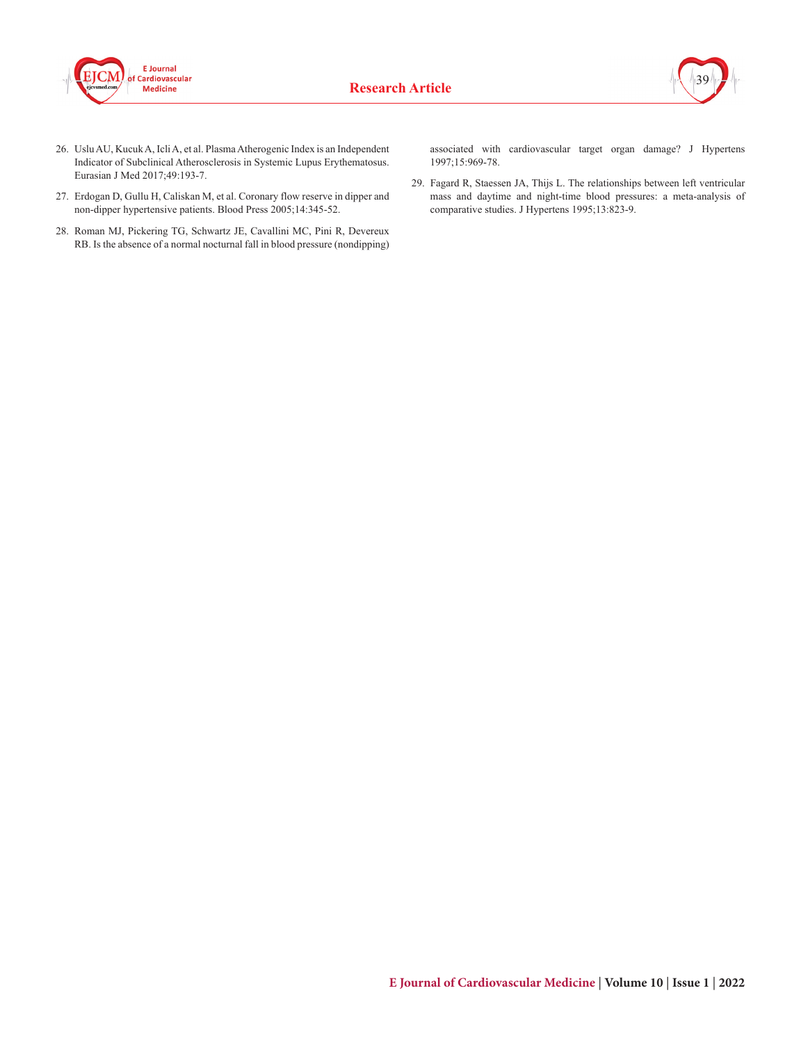26. Uslu AU, Kucuk A, Icli A, et al. Plasma Atherogenic Index is an Independent Indicator of Subclinical Atherosclerosis in Systemic Lupus Erythematosus. Eurasian J Med 2017;49:193-7.
27. Erdogan D, Gullu H, Caliskan M, et al. Coronary flow reserve in dipper and non-dipper hypertensive patients. Blood Press 2005;14:345-52.
28. Roman MJ, Pickering TG, Schwartz JE, Cavallini MC, Pini R, Devereux RB. Is the absence of a normal nocturnal fall in blood pressure (nondipping) associated with cardiovascular target organ damage? J Hypertens 1997;15:969-78.
29. Fagard R, Staessen JA, Thijs L. The relationships between left ventricular mass and daytime and night-time blood pressures: a meta-analysis of comparative studies. J Hypertens 1995;13:823-9.